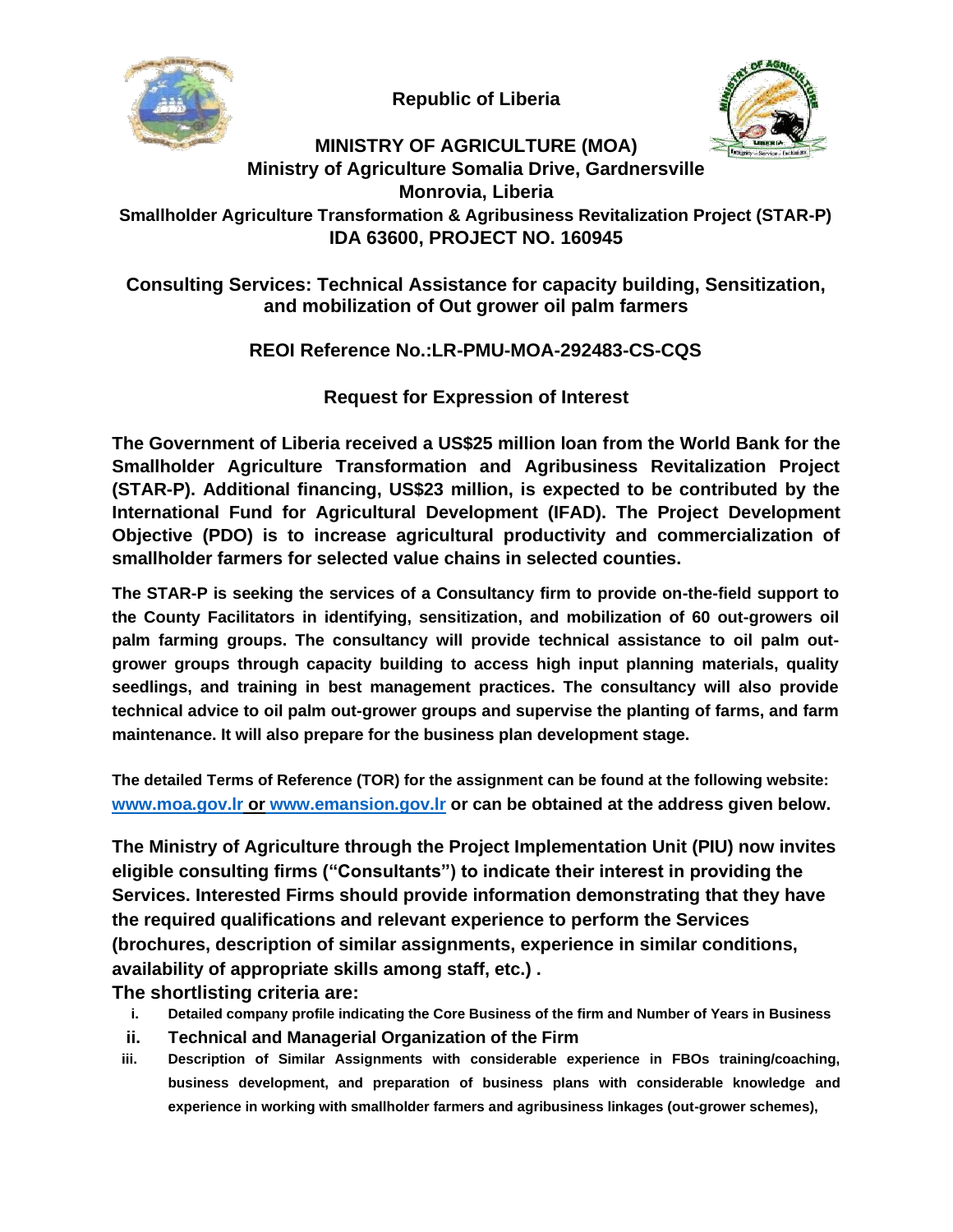**Republic of Liberia**

**MINISTRY OF AGRICULTURE (MOA)**
**Ministry of Agriculture Somalia Drive, Gardnersville**
**Monrovia, Liberia**
**Smallholder Agriculture Transformation & Agribusiness Revitalization Project (STAR-P)**
**IDA 63600, PROJECT NO. 160945**

## Consulting Services: Technical Assistance for capacity building, Sensitization, and mobilization of Out grower oil palm farmers

## REOI Reference No.:LR-PMU-MOA-292483-CS-CQS

## Request for Expression of Interest

**The Government of Liberia received a US$25 million loan from the World Bank for the Smallholder Agriculture Transformation and Agribusiness Revitalization Project (STAR-P). Additional financing, US$23 million, is expected to be contributed by the International Fund for Agricultural Development (IFAD). The Project Development Objective (PDO) is to increase agricultural productivity and commercialization of smallholder farmers for selected value chains in selected counties.**

**The STAR-P is seeking the services of a Consultancy firm to provide on-the-field support to the County Facilitators in identifying, sensitization, and mobilization of 60 out-growers oil palm farming groups. The consultancy will provide technical assistance to oil palm out-grower groups through capacity building to access high input planning materials, quality seedlings, and training in best management practices. The consultancy will also provide technical advice to oil palm out-grower groups and supervise the planting of farms, and farm maintenance. It will also prepare for the business plan development stage.**

**The detailed Terms of Reference (TOR) for the assignment can be found at the following website: www.moa.gov.lr or www.emansion.gov.lr or can be obtained at the address given below.**

**The Ministry of Agriculture through the Project Implementation Unit (PIU) now invites eligible consulting firms ("Consultants") to indicate their interest in providing the Services. Interested Firms should provide information demonstrating that they have the required qualifications and relevant experience to perform the Services (brochures, description of similar assignments, experience in similar conditions, availability of appropriate skills among staff, etc.) .**

**The shortlisting criteria are:**

i. **Detailed company profile indicating the Core Business of the firm and Number of Years in Business**
ii. **Technical and Managerial Organization of the Firm**
iii. **Description of Similar Assignments with considerable experience in FBOs training/coaching, business development, and preparation of business plans with considerable knowledge and experience in working with smallholder farmers and agribusiness linkages (out-grower schemes),**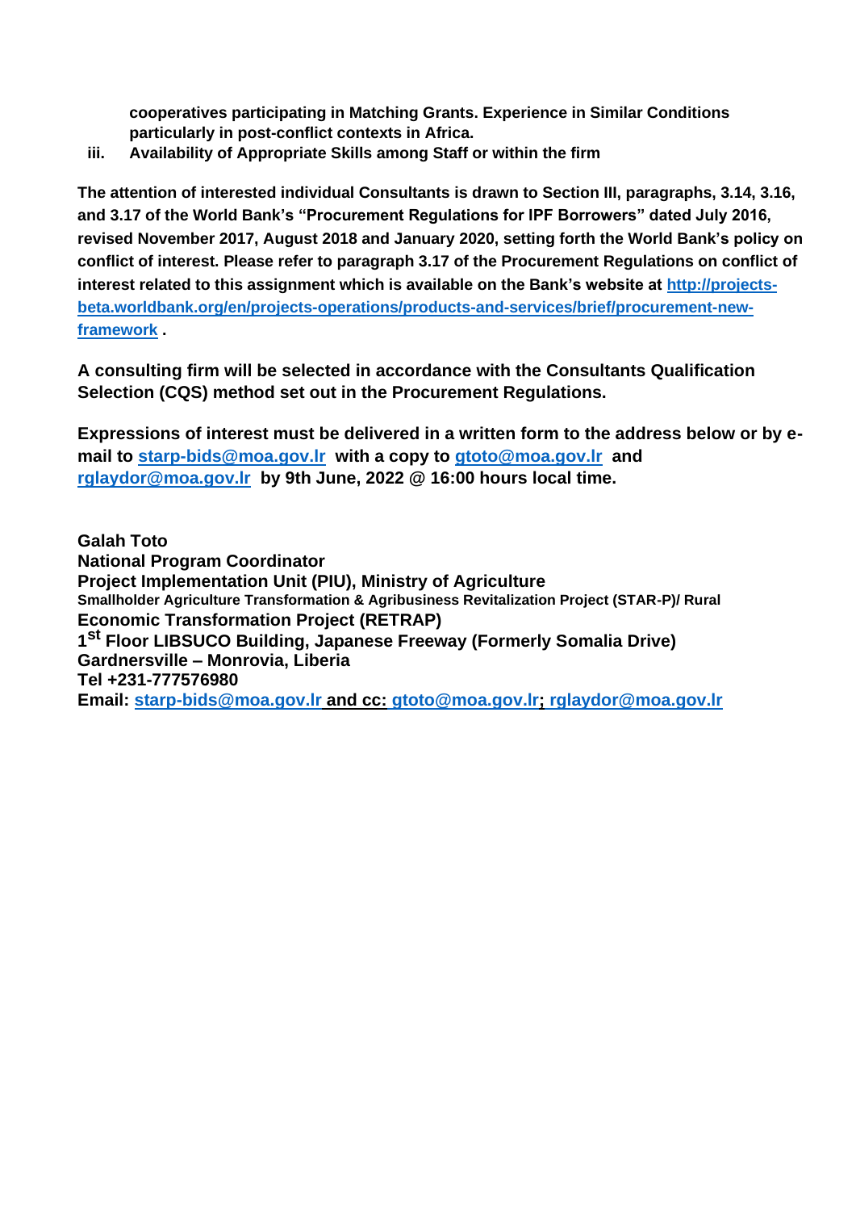**cooperatives participating in Matching Grants. Experience in Similar Conditions particularly in post-conflict contexts in Africa.**

iii. **Availability of Appropriate Skills among Staff or within the firm**

**The attention of interested individual Consultants is drawn to Section III, paragraphs, 3.14, 3.16, and 3.17 of the World Bank's "Procurement Regulations for IPF Borrowers" dated July 2016, revised November 2017, August 2018 and January 2020, setting forth the World Bank's policy on conflict of interest. Please refer to paragraph 3.17 of the Procurement Regulations on conflict of interest related to this assignment which is available on the Bank's website at [http://projects-beta.worldbank.org/en/projects-operations/products-and-services/brief/procurement-new-framework](http://projects-beta.worldbank.org/en/projects-operations/products-and-services/brief/procurement-new-framework) .**

**A consulting firm will be selected in accordance with the Consultants Qualification Selection (CQS) method set out in the Procurement Regulations.**

**Expressions of interest must be delivered in a written form to the address below or by e-mail to starp-bids@moa.gov.lr with a copy to gtoto@moa.gov.lr and rglaydor@moa.gov.lr by 9th June, 2022 @ 16:00 hours local time.**

**Galah Toto**
**National Program Coordinator**
**Project Implementation Unit (PIU), Ministry of Agriculture**
**Smallholder Agriculture Transformation & Agribusiness Revitalization Project (STAR-P)/ Rural Economic Transformation Project (RETRAP)**
**1st Floor LIBSUCO Building, Japanese Freeway (Formerly Somalia Drive)**
**Gardnersville – Monrovia, Liberia**
**Tel +231-777576980**
**Email: starp-bids@moa.gov.lr and cc: gtoto@moa.gov.lr; rglaydor@moa.gov.lr**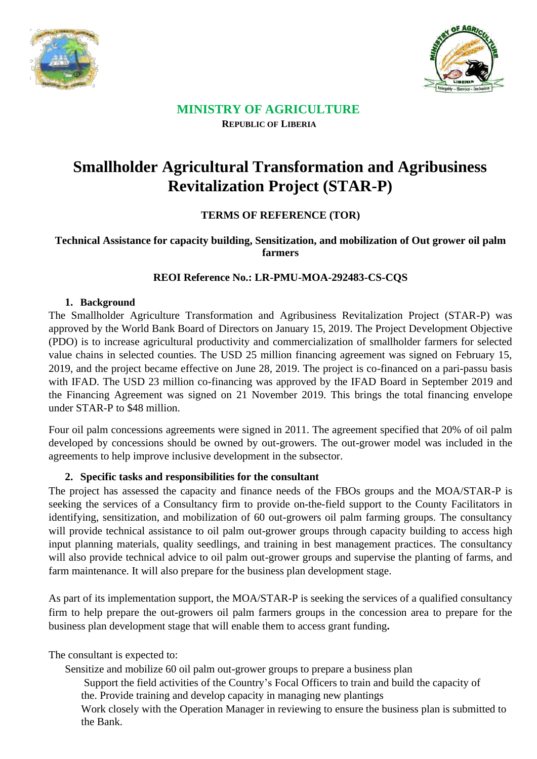**MINISTRY OF AGRICULTURE**
**REPUBLIC OF LIBERIA**

# Smallholder Agricultural Transformation and Agribusiness Revitalization Project (STAR-P)

## TERMS OF REFERENCE (TOR)

### Technical Assistance for capacity building, Sensitization, and mobilization of Out grower oil palm farmers

### REOI Reference No.: LR-PMU-MOA-292483-CS-CQS

**1. Background**

The Smallholder Agriculture Transformation and Agribusiness Revitalization Project (STAR-P) was approved by the World Bank Board of Directors on January 15, 2019. The Project Development Objective (PDO) is to increase agricultural productivity and commercialization of smallholder farmers for selected value chains in selected counties. The USD 25 million financing agreement was signed on February 15, 2019, and the project became effective on June 28, 2019. The project is co-financed on a pari-passu basis with IFAD. The USD 23 million co-financing was approved by the IFAD Board in September 2019 and the Financing Agreement was signed on 21 November 2019. This brings the total financing envelope under STAR-P to $48 million.

Four oil palm concessions agreements were signed in 2011. The agreement specified that 20% of oil palm developed by concessions should be owned by out-growers. The out-grower model was included in the agreements to help improve inclusive development in the subsector.

**2. Specific tasks and responsibilities for the consultant**

The project has assessed the capacity and finance needs of the FBOs groups and the MOA/STAR-P is seeking the services of a Consultancy firm to provide on-the-field support to the County Facilitators in identifying, sensitization, and mobilization of 60 out-growers oil palm farming groups. The consultancy will provide technical assistance to oil palm out-grower groups through capacity building to access high input planning materials, quality seedlings, and training in best management practices. The consultancy will also provide technical advice to oil palm out-grower groups and supervise the planting of farms, and farm maintenance. It will also prepare for the business plan development stage.

As part of its implementation support, the MOA/STAR-P is seeking the services of a qualified consultancy firm to help prepare the out-growers oil palm farmers groups in the concession area to prepare for the business plan development stage that will enable them to access grant funding**.**

The consultant is expected to:

- Sensitize and mobilize 60 oil palm out-grower groups to prepare a business plan
- Support the field activities of the Country's Focal Officers to train and build the capacity of the. Provide training and develop capacity in managing new plantings
- Work closely with the Operation Manager in reviewing to ensure the business plan is submitted to the Bank.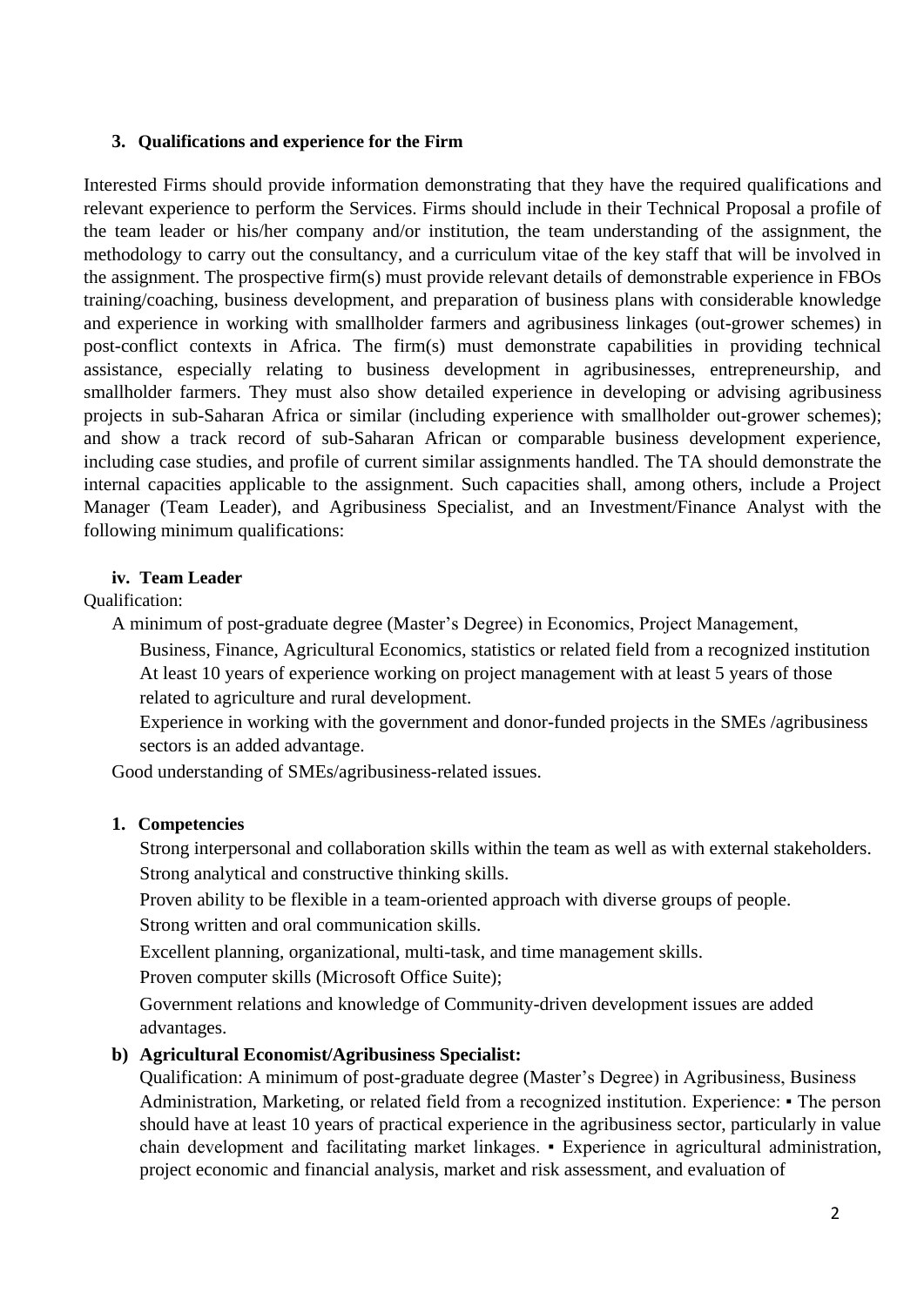### 3. Qualifications and experience for the Firm

Interested Firms should provide information demonstrating that they have the required qualifications and relevant experience to perform the Services. Firms should include in their Technical Proposal a profile of the team leader or his/her company and/or institution, the team understanding of the assignment, the methodology to carry out the consultancy, and a curriculum vitae of the key staff that will be involved in the assignment. The prospective firm(s) must provide relevant details of demonstrable experience in FBOs training/coaching, business development, and preparation of business plans with considerable knowledge and experience in working with smallholder farmers and agribusiness linkages (out-grower schemes) in post-conflict contexts in Africa. The firm(s) must demonstrate capabilities in providing technical assistance, especially relating to business development in agribusinesses, entrepreneurship, and smallholder farmers. They must also show detailed experience in developing or advising agribusiness projects in sub-Saharan Africa or similar (including experience with smallholder out-grower schemes); and show a track record of sub-Saharan African or comparable business development experience, including case studies, and profile of current similar assignments handled. The TA should demonstrate the internal capacities applicable to the assignment. Such capacities shall, among others, include a Project Manager (Team Leader), and Agribusiness Specialist, and an Investment/Finance Analyst with the following minimum qualifications:

#### iv. Team Leader

Qualification:

A minimum of post-graduate degree (Master's Degree) in Economics, Project Management,

Business, Finance, Agricultural Economics, statistics or related field from a recognized institution

At least 10 years of experience working on project management with at least 5 years of those related to agriculture and rural development.

Experience in working with the government and donor-funded projects in the SMEs /agribusiness sectors is an added advantage.

Good understanding of SMEs/agribusiness-related issues.

#### 1. Competencies

Strong interpersonal and collaboration skills within the team as well as with external stakeholders.

Strong analytical and constructive thinking skills.

Proven ability to be flexible in a team-oriented approach with diverse groups of people.

Strong written and oral communication skills.

Excellent planning, organizational, multi-task, and time management skills.

Proven computer skills (Microsoft Office Suite);

Government relations and knowledge of Community-driven development issues are added advantages.

#### b) Agricultural Economist/Agribusiness Specialist:

Qualification: A minimum of post-graduate degree (Master's Degree) in Agribusiness, Business Administration, Marketing, or related field from a recognized institution. Experience: ▪ The person should have at least 10 years of practical experience in the agribusiness sector, particularly in value chain development and facilitating market linkages. ▪ Experience in agricultural administration, project economic and financial analysis, market and risk assessment, and evaluation of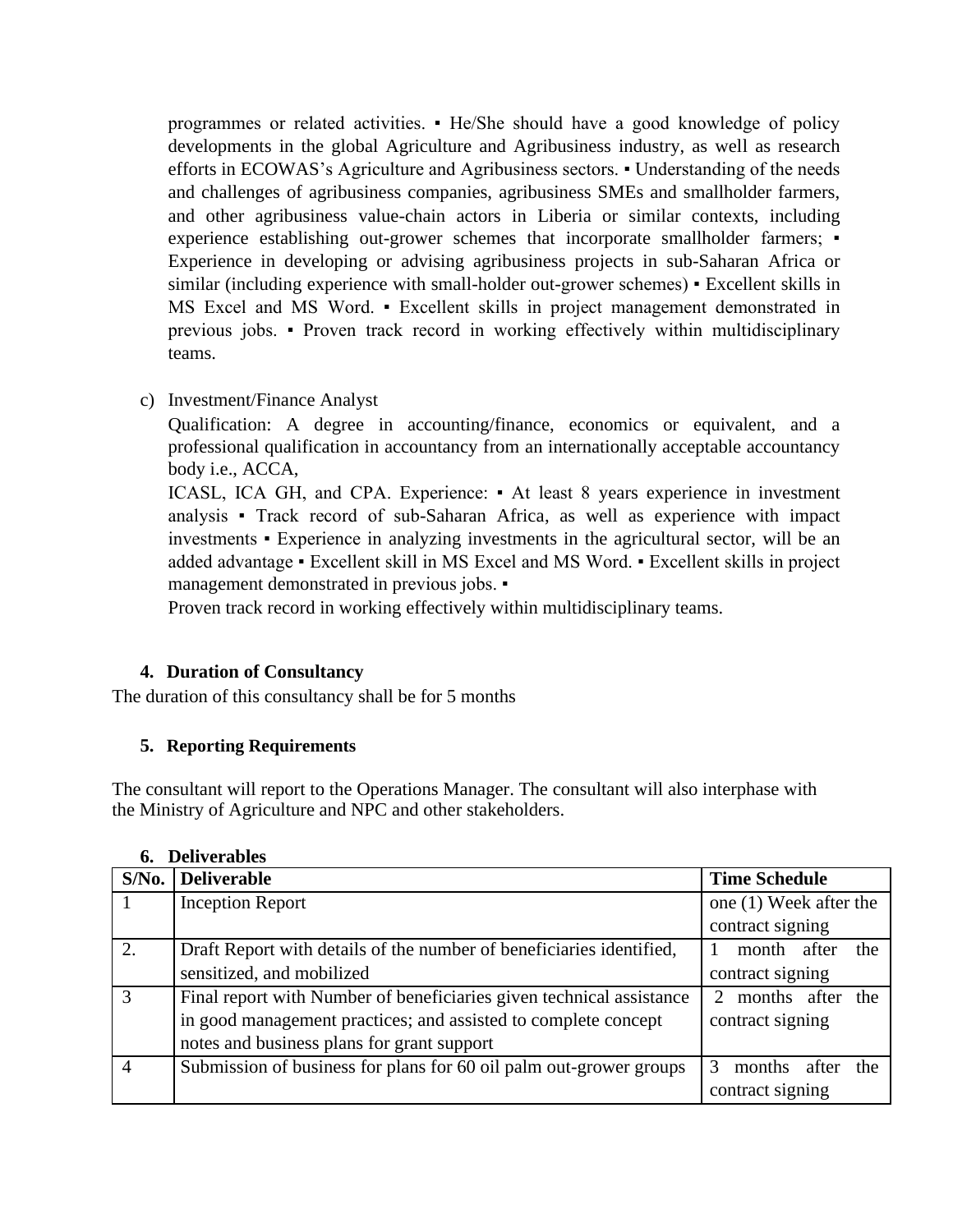programmes or related activities. ▪ He/She should have a good knowledge of policy developments in the global Agriculture and Agribusiness industry, as well as research efforts in ECOWAS's Agriculture and Agribusiness sectors. ▪ Understanding of the needs and challenges of agribusiness companies, agribusiness SMEs and smallholder farmers, and other agribusiness value-chain actors in Liberia or similar contexts, including experience establishing out-grower schemes that incorporate smallholder farmers; ▪ Experience in developing or advising agribusiness projects in sub-Saharan Africa or similar (including experience with small-holder out-grower schemes) ▪ Excellent skills in MS Excel and MS Word. ▪ Excellent skills in project management demonstrated in previous jobs. ▪ Proven track record in working effectively within multidisciplinary teams.

c) Investment/Finance Analyst

Qualification: A degree in accounting/finance, economics or equivalent, and a professional qualification in accountancy from an internationally acceptable accountancy body i.e., ACCA,

ICASL, ICA GH, and CPA. Experience: ▪ At least 8 years experience in investment analysis ▪ Track record of sub-Saharan Africa, as well as experience with impact investments ▪ Experience in analyzing investments in the agricultural sector, will be an added advantage ▪ Excellent skill in MS Excel and MS Word. ▪ Excellent skills in project management demonstrated in previous jobs. ▪

Proven track record in working effectively within multidisciplinary teams.

## 4. Duration of Consultancy

The duration of this consultancy shall be for 5 months

## 5. Reporting Requirements

The consultant will report to the Operations Manager. The consultant will also interphase with the Ministry of Agriculture and NPC and other stakeholders.

## 6. Deliverables

| S/No. | Deliverable | Time Schedule |
|---|---|---|
| 1 | Inception Report | one (1) Week after the contract signing |
| 2. | Draft Report with details of the number of beneficiaries identified, sensitized, and mobilized | 1 month after the contract signing |
| 3 | Final report with Number of beneficiaries given technical assistance in good management practices; and assisted to complete concept notes and business plans for grant support | 2 months after the contract signing |
| 4 | Submission of business for plans for 60 oil palm out-grower groups | 3 months after the contract signing |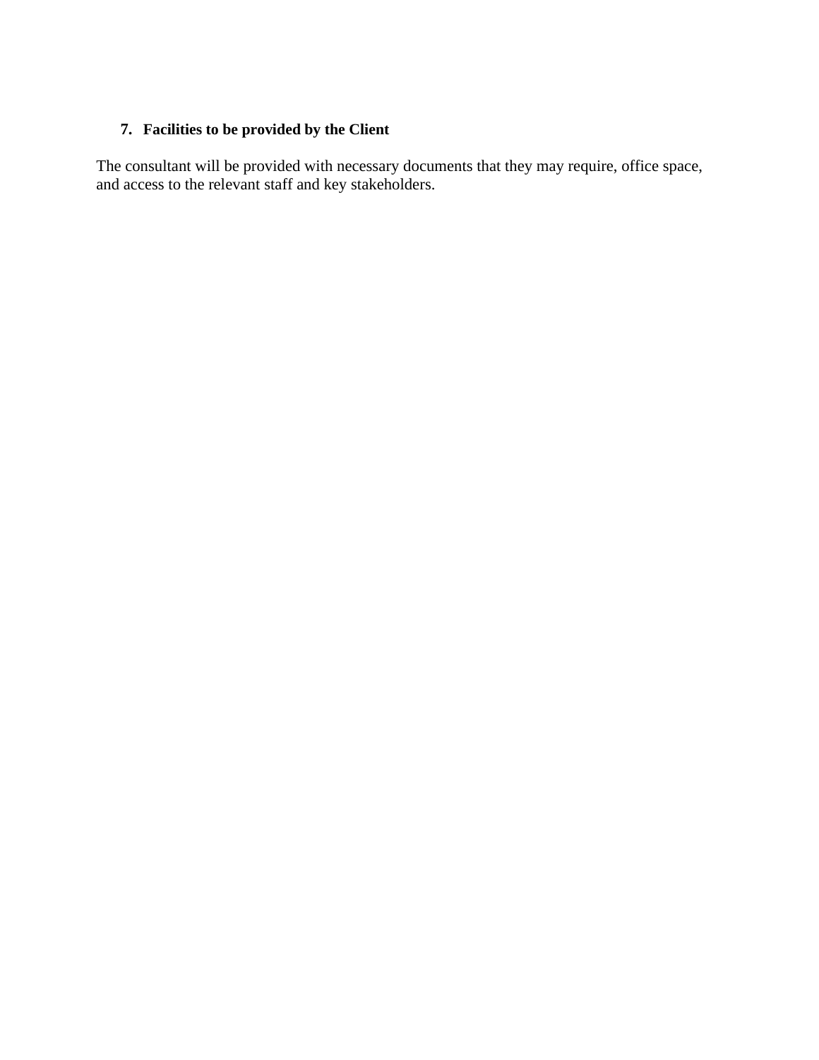## 7. Facilities to be provided by the Client

The consultant will be provided with necessary documents that they may require, office space, and access to the relevant staff and key stakeholders.